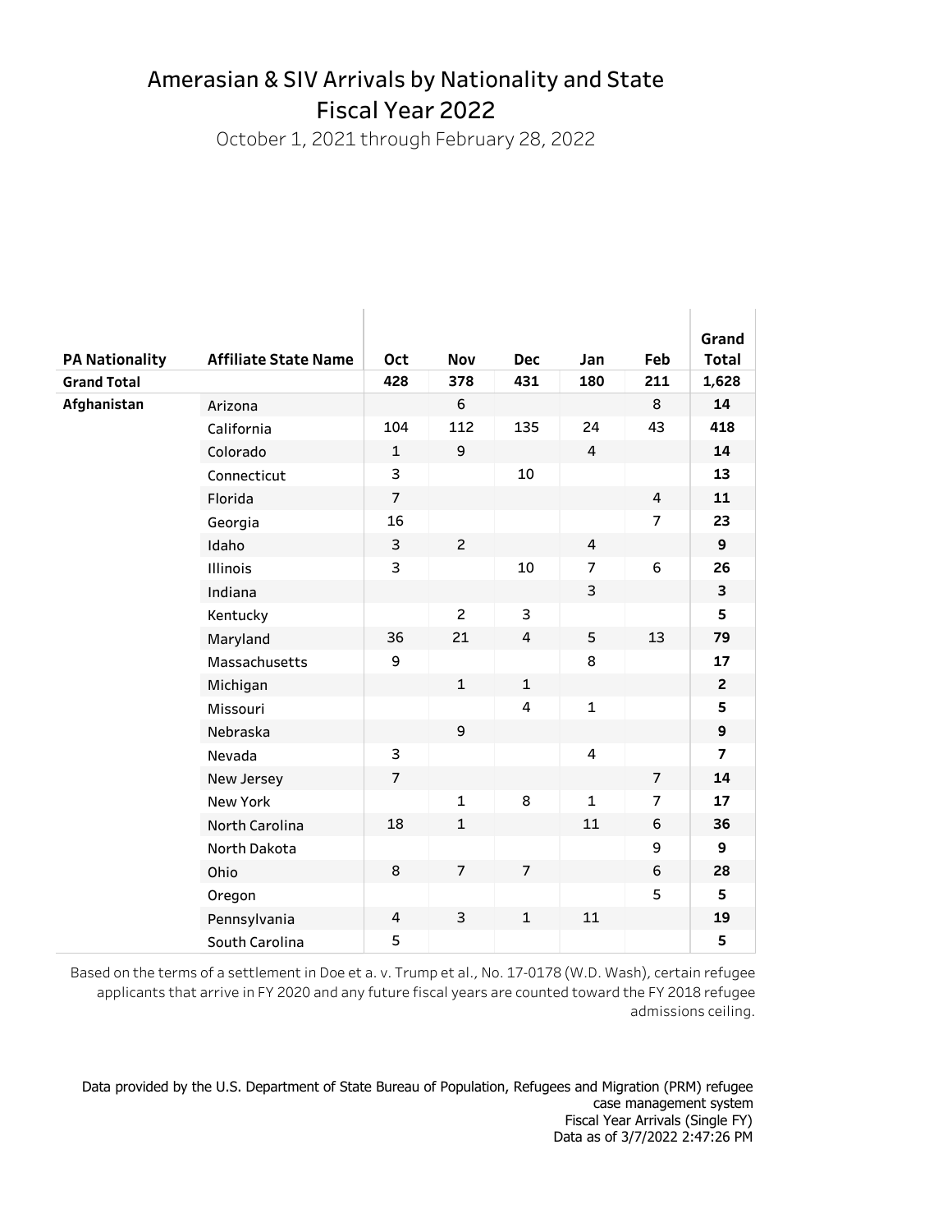# Amerasian & SIV Arrivals by Nationality and State
## Fiscal Year 2022

October 1, 2021 through February 28, 2022

| PA Nationality | Affiliate State Name | Oct | Nov | Dec | Jan | Feb | Grand Total |
|---|---|---|---|---|---|---|---|
| **Grand Total** | | **428** | **378** | **431** | **180** | **211** | **1,628** |
| **Afghanistan** | Arizona | | 6 | | | 8 | **14** |
| | California | 104 | 112 | 135 | 24 | 43 | **418** |
| | Colorado | 1 | 9 | | 4 | | **14** |
| | Connecticut | 3 | | 10 | | | **13** |
| | Florida | 7 | | | | 4 | **11** |
| | Georgia | 16 | | | | 7 | **23** |
| | Idaho | 3 | 2 | | 4 | | **9** |
| | Illinois | 3 | | 10 | 7 | 6 | **26** |
| | Indiana | | | | 3 | | **3** |
| | Kentucky | | 2 | 3 | | | **5** |
| | Maryland | 36 | 21 | 4 | 5 | 13 | **79** |
| | Massachusetts | 9 | | | 8 | | **17** |
| | Michigan | | 1 | 1 | | | **2** |
| | Missouri | | | 4 | 1 | | **5** |
| | Nebraska | | 9 | | | | **9** |
| | Nevada | 3 | | | 4 | | **7** |
| | New Jersey | 7 | | | | 7 | **14** |
| | New York | | 1 | 8 | 1 | 7 | **17** |
| | North Carolina | 18 | 1 | | 11 | 6 | **36** |
| | North Dakota | | | | | 9 | **9** |
| | Ohio | 8 | 7 | 7 | | 6 | **28** |
| | Oregon | | | | | 5 | **5** |
| | Pennsylvania | 4 | 3 | 1 | 11 | | **19** |
| | South Carolina | 5 | | | | | **5** |

Based on the terms of a settlement in Doe et a. v. Trump et al., No. 17-0178 (W.D. Wash), certain refugee applicants that arrive in FY 2020 and any future fiscal years are counted toward the FY 2018 refugee admissions ceiling.

Data provided by the U.S. Department of State Bureau of Population, Refugees and Migration (PRM) refugee case management system
Fiscal Year Arrivals (Single FY)
Data as of 3/7/2022 2:47:26 PM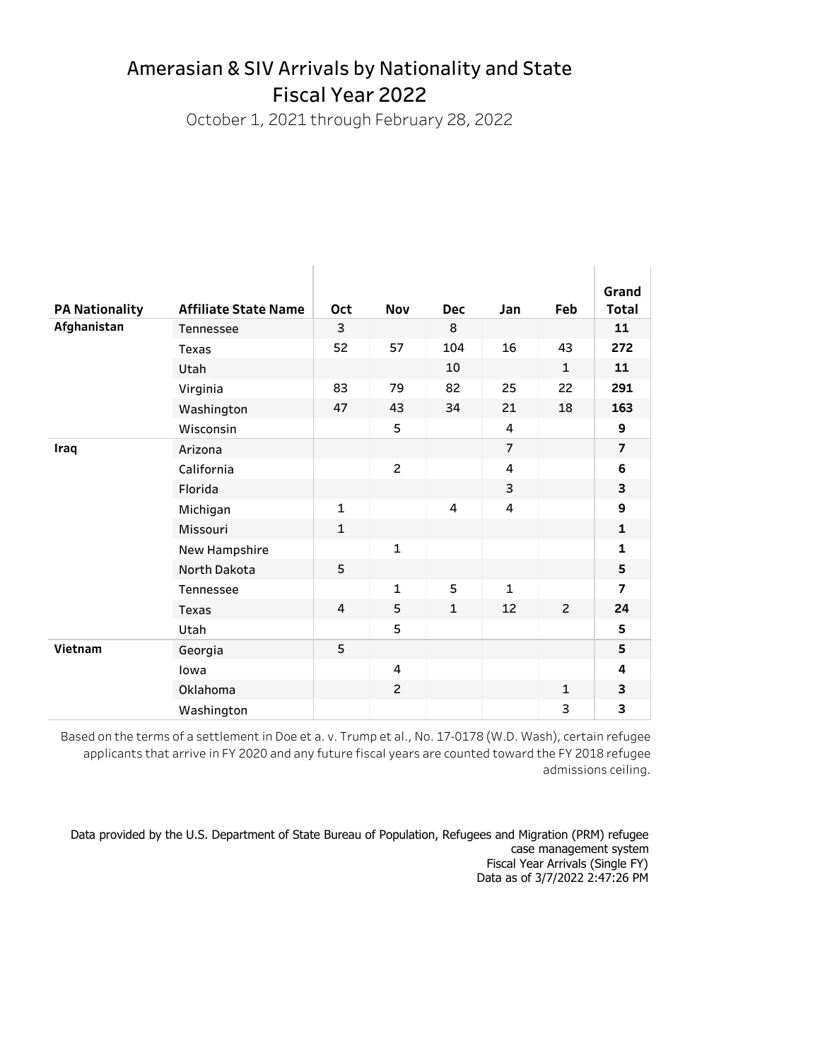# Amerasian & SIV Arrivals by Nationality and State
## Fiscal Year 2022

October 1, 2021 through February 28, 2022

| PA Nationality | Affiliate State Name | Oct | Nov | Dec | Jan | Feb | Grand Total |
|---|---|---|---|---|---|---|---|
| Afghanistan | Tennessee | 3 | | 8 | | | **11** |
| | Texas | 52 | 57 | 104 | 16 | 43 | **272** |
| | Utah | | | 10 | | 1 | **11** |
| | Virginia | 83 | 79 | 82 | 25 | 22 | **291** |
| | Washington | 47 | 43 | 34 | 21 | 18 | **163** |
| | Wisconsin | | 5 | | 4 | | **9** |
| Iraq | Arizona | | | | 7 | | **7** |
| | California | | 2 | | 4 | | **6** |
| | Florida | | | | 3 | | **3** |
| | Michigan | 1 | | 4 | 4 | | **9** |
| | Missouri | 1 | | | | | **1** |
| | New Hampshire | | 1 | | | | **1** |
| | North Dakota | 5 | | | | | **5** |
| | Tennessee | | 1 | 5 | 1 | | **7** |
| | Texas | 4 | 5 | 1 | 12 | 2 | **24** |
| | Utah | | 5 | | | | **5** |
| Vietnam | Georgia | 5 | | | | | **5** |
| | Iowa | | 4 | | | | **4** |
| | Oklahoma | | 2 | | | 1 | **3** |
| | Washington | | | | | 3 | **3** |

Based on the terms of a settlement in Doe et a. v. Trump et al., No. 17-0178 (W.D. Wash), certain refugee applicants that arrive in FY 2020 and any future fiscal years are counted toward the FY 2018 refugee admissions ceiling.

Data provided by the U.S. Department of State Bureau of Population, Refugees and Migration (PRM) refugee case management system
Fiscal Year Arrivals (Single FY)
Data as of 3/7/2022 2:47:26 PM